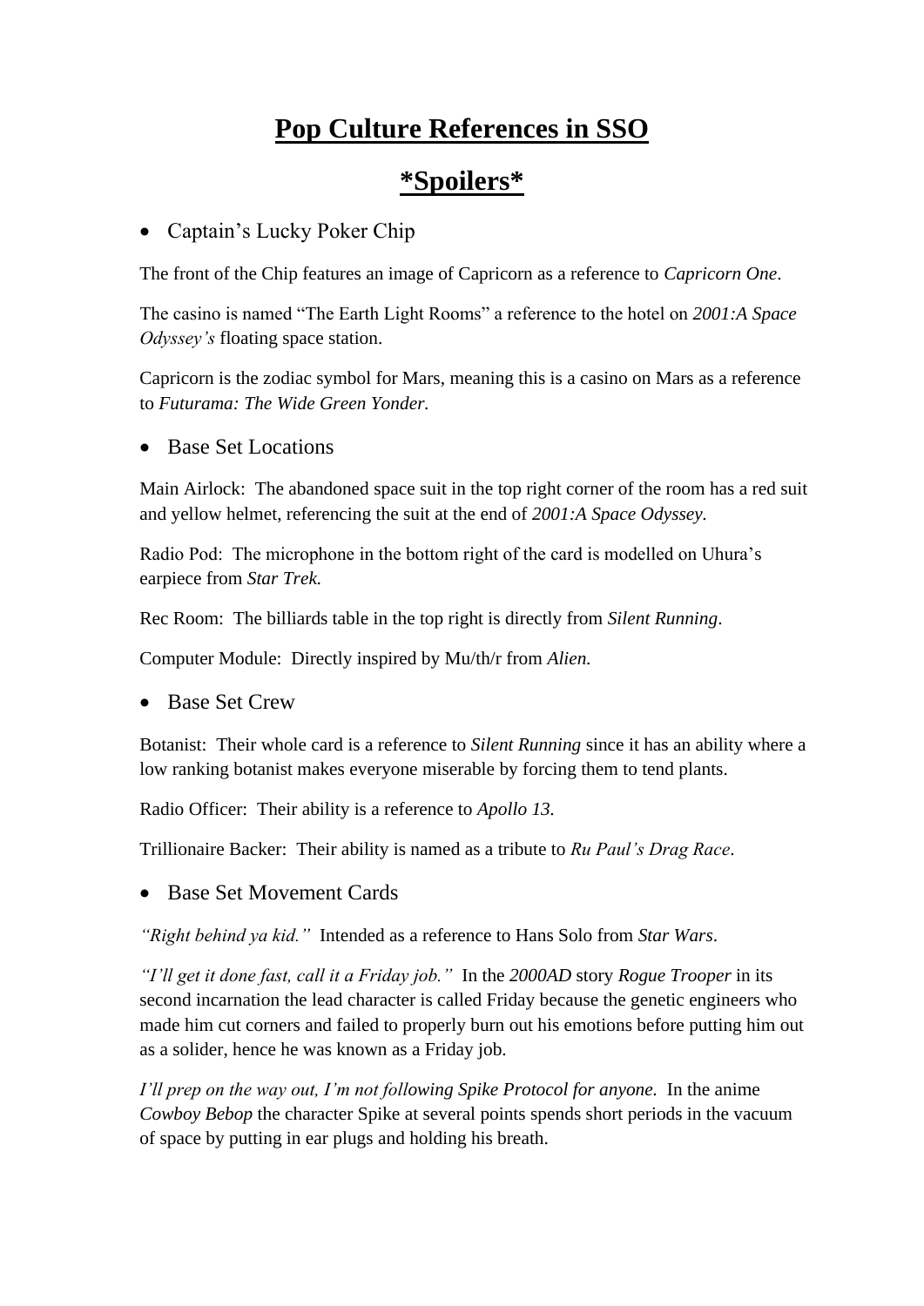# **Pop Culture References in SSO**

# ***Spoilers***

- Captain's Lucky Poker Chip

The front of the Chip features an image of Capricorn as a reference to *Capricorn One*.

The casino is named "The Earth Light Rooms" a reference to the hotel on *2001:A Space Odyssey's* floating space station.

Capricorn is the zodiac symbol for Mars, meaning this is a casino on Mars as a reference to *Futurama: The Wide Green Yonder.*

- Base Set Locations

Main Airlock: The abandoned space suit in the top right corner of the room has a red suit and yellow helmet, referencing the suit at the end of *2001:A Space Odyssey.*

Radio Pod: The microphone in the bottom right of the card is modelled on Uhura's earpiece from *Star Trek.*

Rec Room: The billiards table in the top right is directly from *Silent Running*.

Computer Module: Directly inspired by Mu/th/r from *Alien.*

- Base Set Crew

Botanist: Their whole card is a reference to *Silent Running* since it has an ability where a low ranking botanist makes everyone miserable by forcing them to tend plants.

Radio Officer: Their ability is a reference to *Apollo 13.*

Trillionaire Backer: Their ability is named as a tribute to *Ru Paul's Drag Race*.

- Base Set Movement Cards

*"Right behind ya kid."* Intended as a reference to Hans Solo from *Star Wars*.

*"I'll get it done fast, call it a Friday job."* In the *2000AD* story *Rogue Trooper* in its second incarnation the lead character is called Friday because the genetic engineers who made him cut corners and failed to properly burn out his emotions before putting him out as a solider, hence he was known as a Friday job.

*I'll prep on the way out, I'm not following Spike Protocol for anyone.* In the anime *Cowboy Bebop* the character Spike at several points spends short periods in the vacuum of space by putting in ear plugs and holding his breath.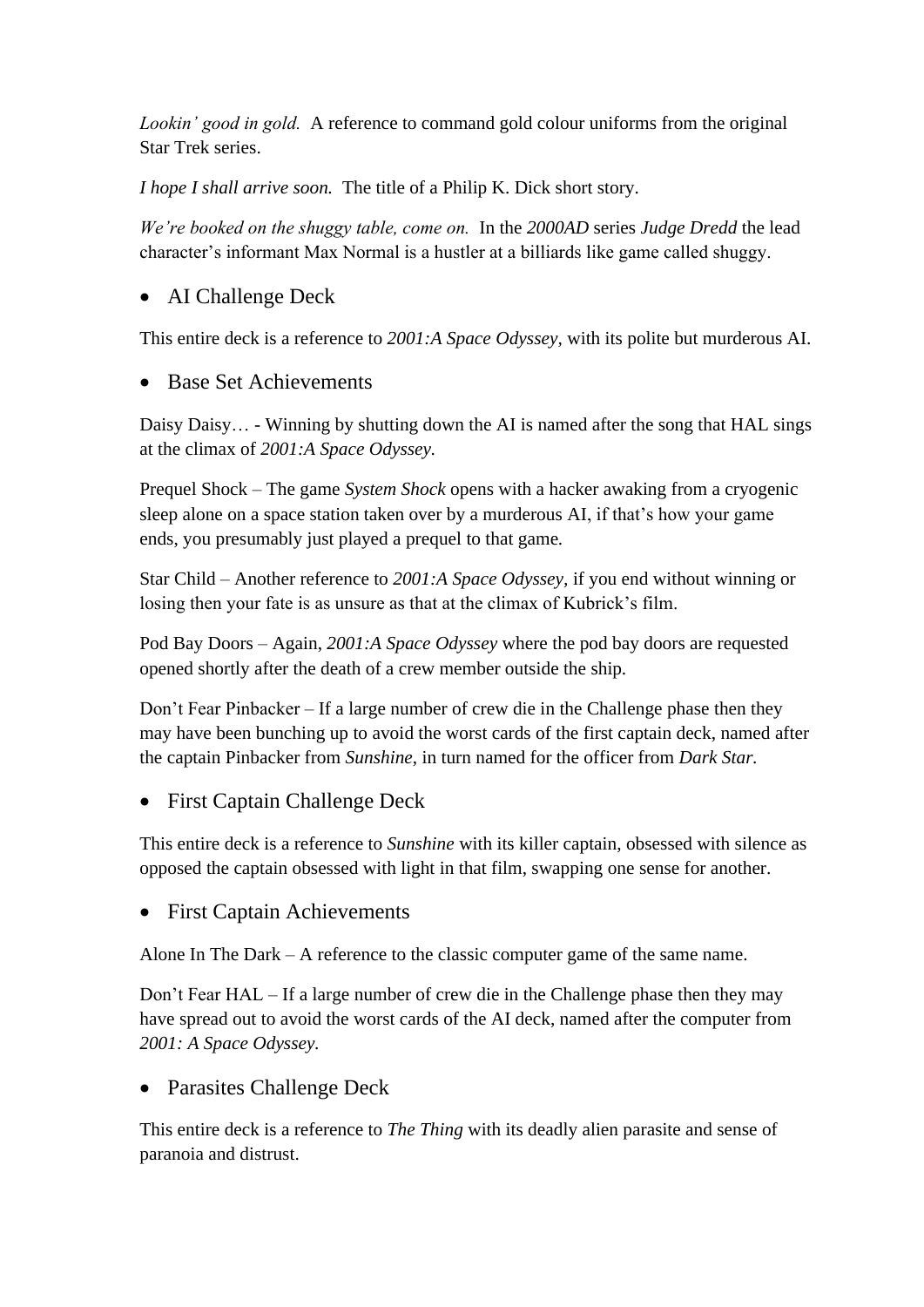*Lookin' good in gold.* A reference to command gold colour uniforms from the original Star Trek series.

*I hope I shall arrive soon.* The title of a Philip K. Dick short story.

*We're booked on the shuggy table, come on.* In the *2000AD* series *Judge Dredd* the lead character's informant Max Normal is a hustler at a billiards like game called shuggy.

- AI Challenge Deck

This entire deck is a reference to *2001:A Space Odyssey*, with its polite but murderous AI.

- Base Set Achievements

Daisy Daisy… - Winning by shutting down the AI is named after the song that HAL sings at the climax of *2001:A Space Odyssey*.

Prequel Shock – The game *System Shock* opens with a hacker awaking from a cryogenic sleep alone on a space station taken over by a murderous AI, if that's how your game ends, you presumably just played a prequel to that game.

Star Child – Another reference to *2001:A Space Odyssey*, if you end without winning or losing then your fate is as unsure as that at the climax of Kubrick's film.

Pod Bay Doors – Again, *2001:A Space Odyssey* where the pod bay doors are requested opened shortly after the death of a crew member outside the ship.

Don't Fear Pinbacker – If a large number of crew die in the Challenge phase then they may have been bunching up to avoid the worst cards of the first captain deck, named after the captain Pinbacker from *Sunshine*, in turn named for the officer from *Dark Star*.

- First Captain Challenge Deck

This entire deck is a reference to *Sunshine* with its killer captain, obsessed with silence as opposed the captain obsessed with light in that film, swapping one sense for another.

- First Captain Achievements

Alone In The Dark – A reference to the classic computer game of the same name.

Don't Fear HAL – If a large number of crew die in the Challenge phase then they may have spread out to avoid the worst cards of the AI deck, named after the computer from *2001: A Space Odyssey*.

- Parasites Challenge Deck

This entire deck is a reference to *The Thing* with its deadly alien parasite and sense of paranoia and distrust.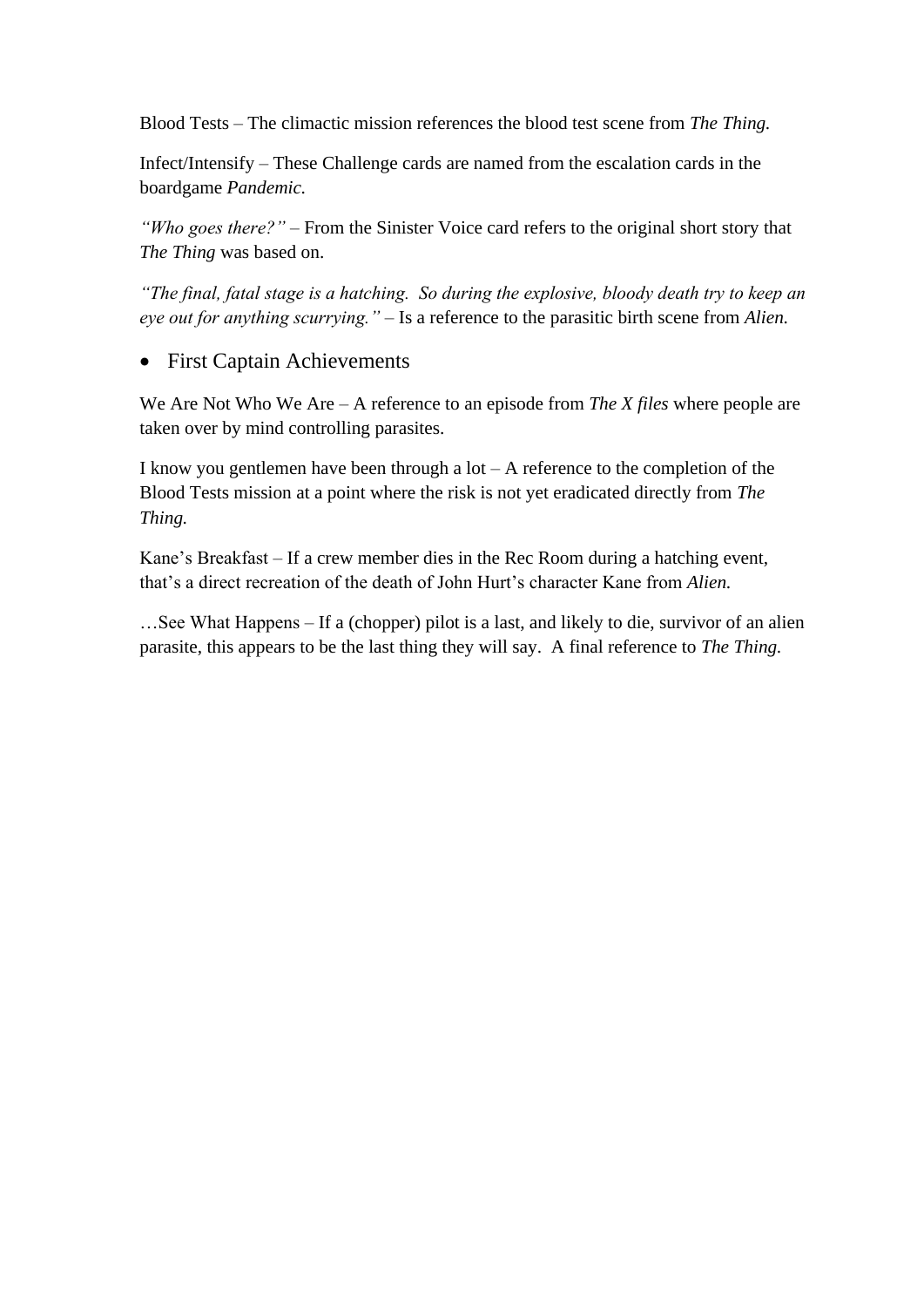Blood Tests – The climactic mission references the blood test scene from *The Thing.*

Infect/Intensify – These Challenge cards are named from the escalation cards in the boardgame *Pandemic.*

*"Who goes there?"* – From the Sinister Voice card refers to the original short story that *The Thing* was based on.

*"The final, fatal stage is a hatching. So during the explosive, bloody death try to keep an eye out for anything scurrying."* – Is a reference to the parasitic birth scene from *Alien.*

- First Captain Achievements

We Are Not Who We Are – A reference to an episode from *The X files* where people are taken over by mind controlling parasites.

I know you gentlemen have been through a lot – A reference to the completion of the Blood Tests mission at a point where the risk is not yet eradicated directly from *The Thing.*

Kane's Breakfast – If a crew member dies in the Rec Room during a hatching event, that's a direct recreation of the death of John Hurt's character Kane from *Alien.*

…See What Happens – If a (chopper) pilot is a last, and likely to die, survivor of an alien parasite, this appears to be the last thing they will say. A final reference to *The Thing.*